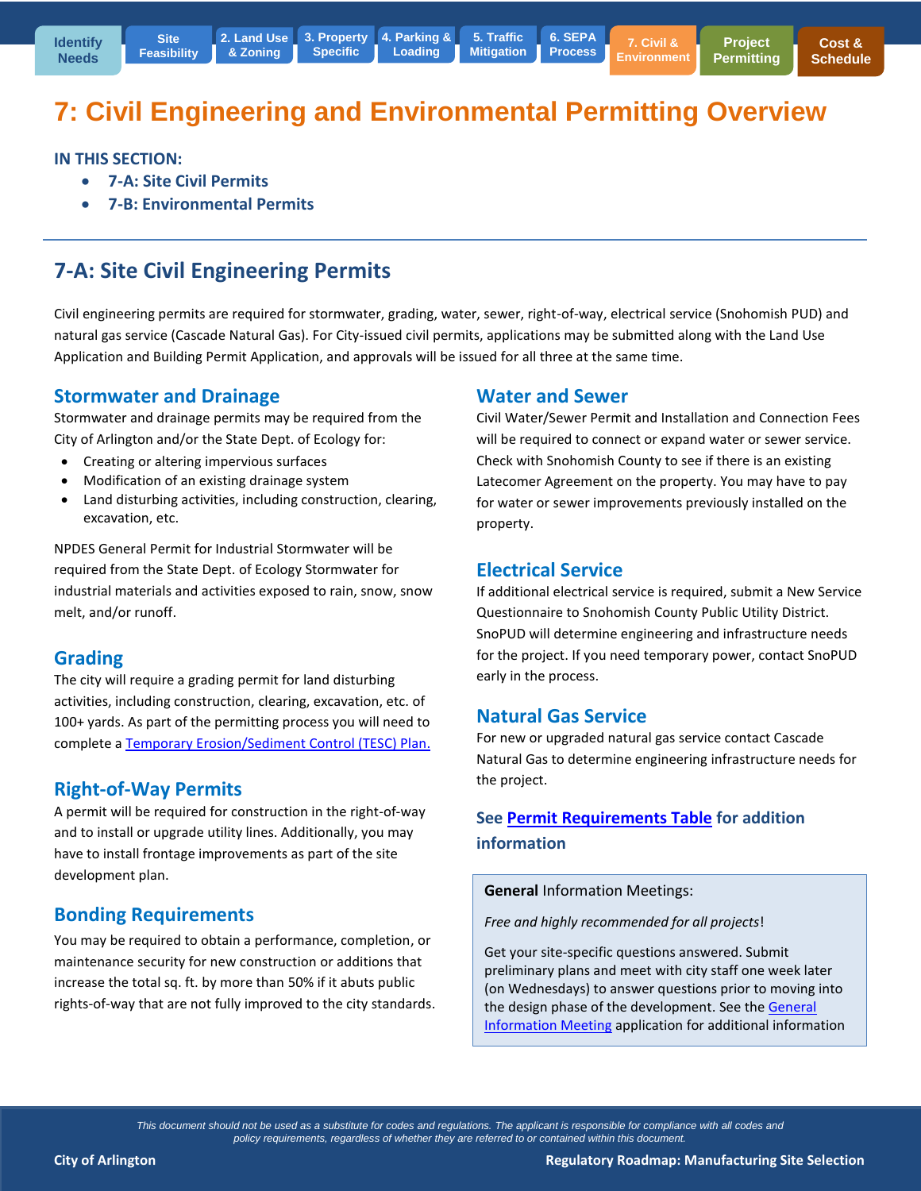# 7: Civil Engineering and Environmental Permitting Overview

**IN THIS SECTION:**

- **7-A: Site Civil Permits**
- **7-B: Environmental Permits**

## 7-A: Site Civil Engineering Permits

Civil engineering permits are required for stormwater, grading, water, sewer, right-of-way, electrical service (Snohomish PUD) and natural gas service (Cascade Natural Gas). For City-issued civil permits, applications may be submitted along with the Land Use Application and Building Permit Application, and approvals will be issued for all three at the same time.

### Stormwater and Drainage

Stormwater and drainage permits may be required from the City of Arlington and/or the State Dept. of Ecology for:

- Creating or altering impervious surfaces
- Modification of an existing drainage system
- Land disturbing activities, including construction, clearing, excavation, etc.

NPDES General Permit for Industrial Stormwater will be required from the State Dept. of Ecology Stormwater for industrial materials and activities exposed to rain, snow, snow melt, and/or runoff.

### Grading

The city will require a grading permit for land disturbing activities, including construction, clearing, excavation, etc. of 100+ yards. As part of the permitting process you will need to complete a Temporary Erosion/Sediment Control (TESC) Plan.

### Right-of-Way Permits

A permit will be required for construction in the right-of-way and to install or upgrade utility lines. Additionally, you may have to install frontage improvements as part of the site development plan.

### Bonding Requirements

You may be required to obtain a performance, completion, or maintenance security for new construction or additions that increase the total sq. ft. by more than 50% if it abuts public rights-of-way that are not fully improved to the city standards.

### Water and Sewer

Civil Water/Sewer Permit and Installation and Connection Fees will be required to connect or expand water or sewer service. Check with Snohomish County to see if there is an existing Latecomer Agreement on the property. You may have to pay for water or sewer improvements previously installed on the property.

### Electrical Service

If additional electrical service is required, submit a New Service Questionnaire to Snohomish County Public Utility District. SnoPUD will determine engineering and infrastructure needs for the project. If you need temporary power, contact SnoPUD early in the process.

### Natural Gas Service

For new or upgraded natural gas service contact Cascade Natural Gas to determine engineering infrastructure needs for the project.

**See Permit Requirements Table for addition information**

> **General** Information Meetings:
>
> *Free and highly recommended for all projects*!
>
> Get your site-specific questions answered. Submit preliminary plans and meet with city staff one week later (on Wednesdays) to answer questions prior to moving into the design phase of the development. See the General Information Meeting application for additional information

*This document should not be used as a substitute for codes and regulations. The applicant is responsible for compliance with all codes and policy requirements, regardless of whether they are referred to or contained within this document.*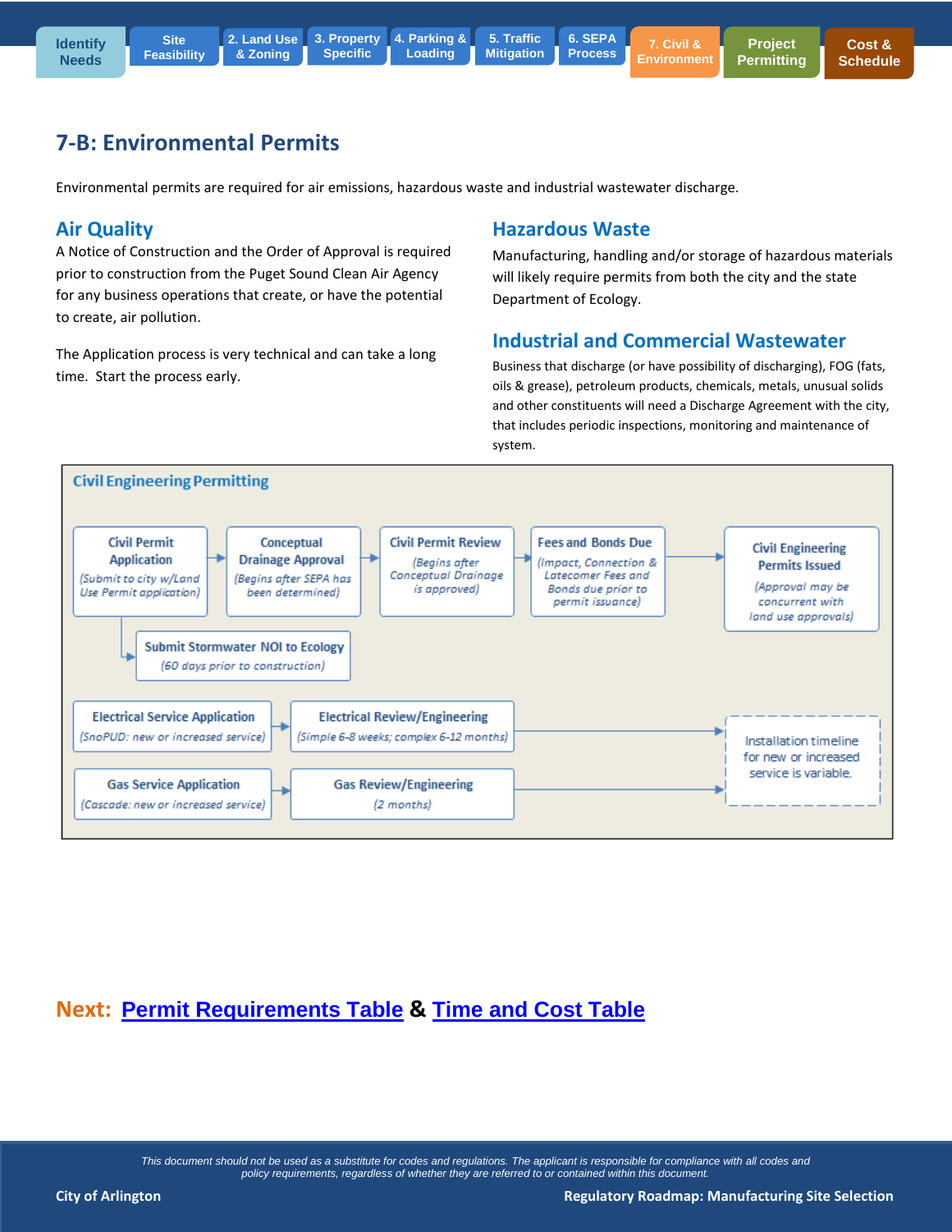Identify Needs | Site Feasibility | 2. Land Use & Zoning | 3. Property Specific | 4. Parking & Loading | 5. Traffic Mitigation | 6. SEPA Process | 7. Civil & Environment | Project Permitting | Cost & Schedule

## 7-B: Environmental Permits

Environmental permits are required for air emissions, hazardous waste and industrial wastewater discharge.

### Air Quality

A Notice of Construction and the Order of Approval is required prior to construction from the Puget Sound Clean Air Agency for any business operations that create, or have the potential to create, air pollution.

The Application process is very technical and can take a long time. Start the process early.

### Hazardous Waste

Manufacturing, handling and/or storage of hazardous materials will likely require permits from both the city and the state Department of Ecology.

### Industrial and Commercial Wastewater

Business that discharge (or have possibility of discharging), FOG (fats, oils & grease), petroleum products, chemicals, metals, unusual solids and other constituents will need a Discharge Agreement with the city, that includes periodic inspections, monitoring and maintenance of system.

**Civil Engineering Permitting**

Civil Permit Application
*(Submit to city w/Land Use Permit application)*

Conceptual Drainage Approval
*(Begins after SEPA has been determined)*

Civil Permit Review
*(Begins after Conceptual Drainage is approved)*

Fees and Bonds Due
*(Impact, Connection & Latecomer Fees and Bonds due prior to permit issuance)*

Civil Engineering Permits Issued
*(Approval may be concurrent with land use approvals)*

Submit Stormwater NOI to Ecology
*(60 days prior to construction)*

Electrical Service Application
*(SnoPUD: new or increased service)*

Electrical Review/Engineering
*(Simple 6-8 weeks; complex 6-12 months)*

Gas Service Application
*(Cascade: new or increased service)*

Gas Review/Engineering
*(2 months)*

Installation timeline for new or increased service is variable.

**Next: Permit Requirements Table & Time and Cost Table**

*This document should not be used as a substitute for codes and regulations. The applicant is responsible for compliance with all codes and policy requirements, regardless of whether they are referred to or contained within this document.*

City of Arlington — Regulatory Roadmap: Manufacturing Site Selection